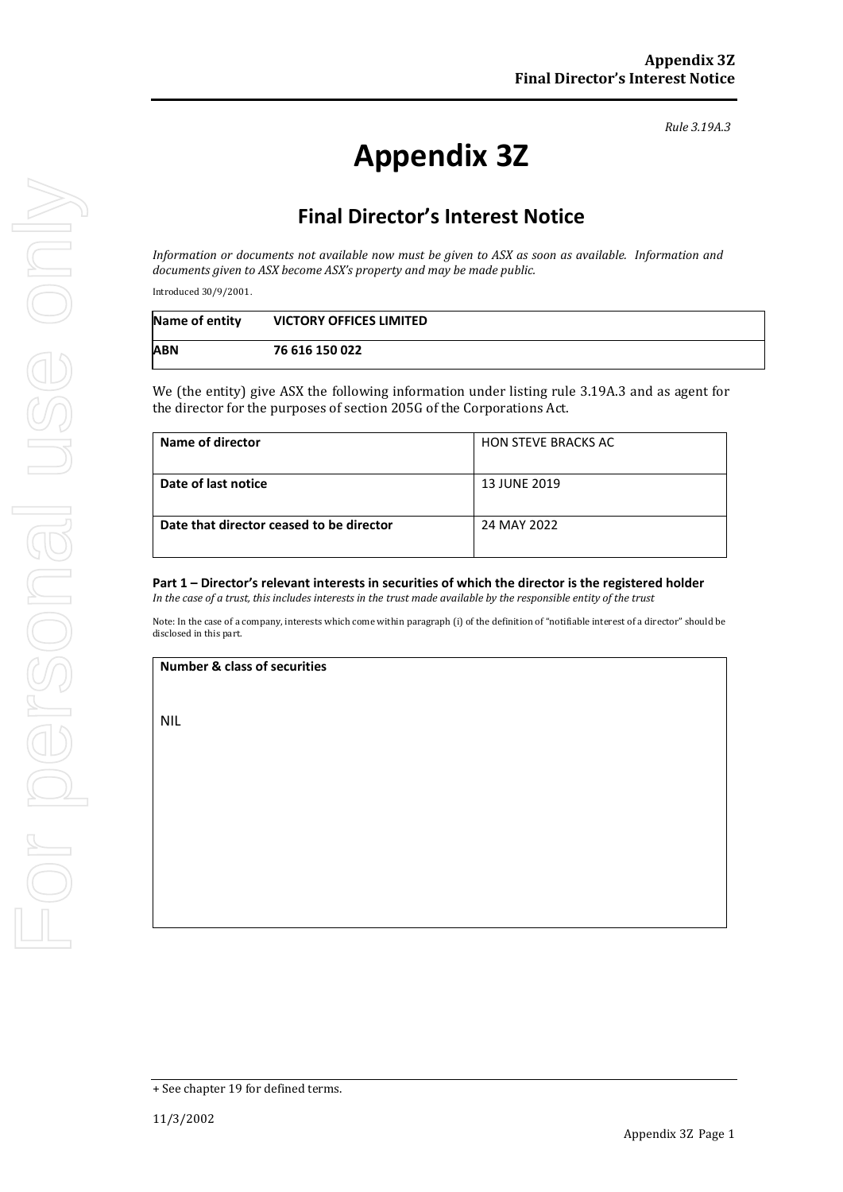*Rule 3.19A.3*

# Appendix 3Z

## Final Director's Interest Notice

*Information or documents not available now must be given to ASX as soon as available. Information and documents given to ASX become ASX's property and may be made public.*

Introduced 30/9/2001.

| **Name of entity** | **VICTORY OFFICES LIMITED** |
|---|---|
| **ABN** | **76 616 150 022** |

We (the entity) give ASX the following information under listing rule 3.19A.3 and as agent for the director for the purposes of section 205G of the Corporations Act.

| **Name of director** | HON STEVE BRACKS AC |
|---|---|
| **Date of last notice** | 13 JUNE 2019 |
| **Date that director ceased to be director** | 24 MAY 2022 |

**Part 1 – Director's relevant interests in securities of which the director is the registered holder**
*In the case of a trust, this includes interests in the trust made available by the responsible entity of the trust*

Note: In the case of a company, interests which come within paragraph (i) of the definition of "notifiable interest of a director" should be disclosed in this part.

| **Number & class of securities** |
|---|
| NIL |

+ See chapter 19 for defined terms.

11/3/2002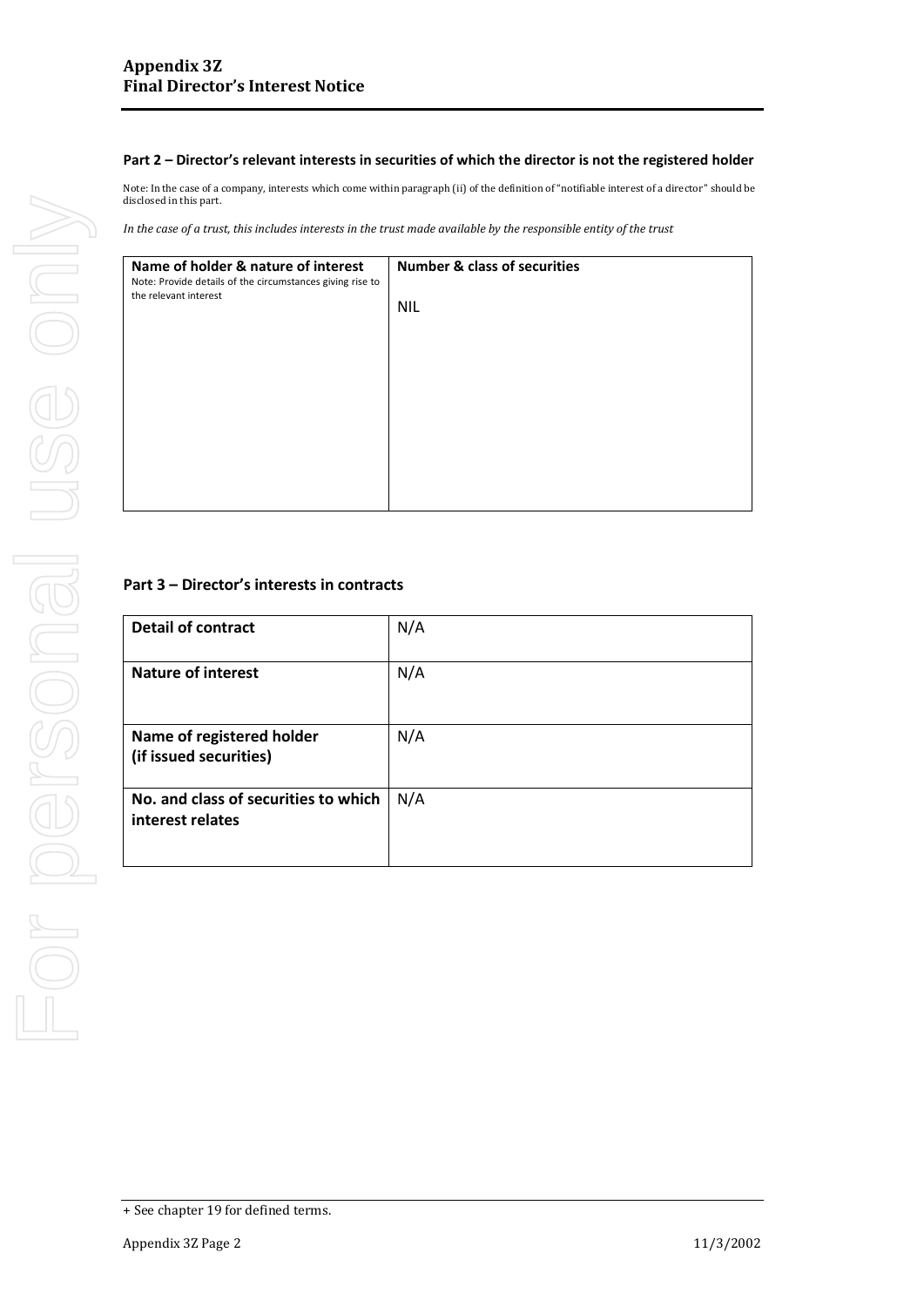## Part 2 – Director's relevant interests in securities of which the director is not the registered holder

Note: In the case of a company, interests which come within paragraph (ii) of the definition of "notifiable interest of a director" should be disclosed in this part.

*In the case of a trust, this includes interests in the trust made available by the responsible entity of the trust*

| **Name of holder & nature of interest**<br>Note: Provide details of the circumstances giving rise to the relevant interest | **Number & class of securities** |
|---|---|
| | NIL |

## Part 3 – Director's interests in contracts

| | |
|---|---|
| **Detail of contract** | N/A |
| **Nature of interest** | N/A |
| **Name of registered holder (if issued securities)** | N/A |
| **No. and class of securities to which interest relates** | N/A |

+ See chapter 19 for defined terms.